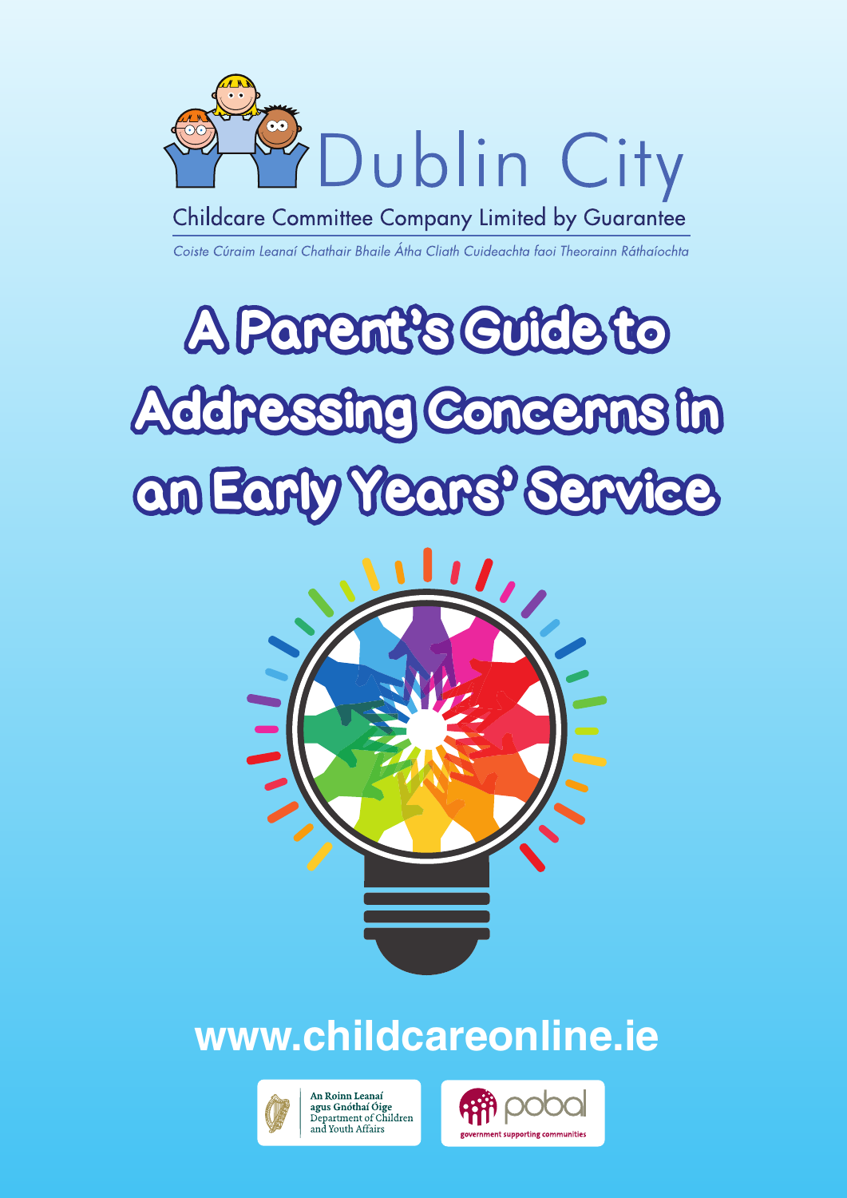Dublin City

Childcare Committee Company Limited by Guarantee

*Coiste Cúraim Leanaí Chathair Bhaile Átha Cliath Cuideachta faoi Theorainn Ráthaíochta*

# A Parent's Guide to Addressing Concerns in an Early Years' Service

**www.childcareonline.ie**

An Roinn Leanaí agus Gnóthaí Óige
Department of Children and Youth Affairs

pobal
government supporting communities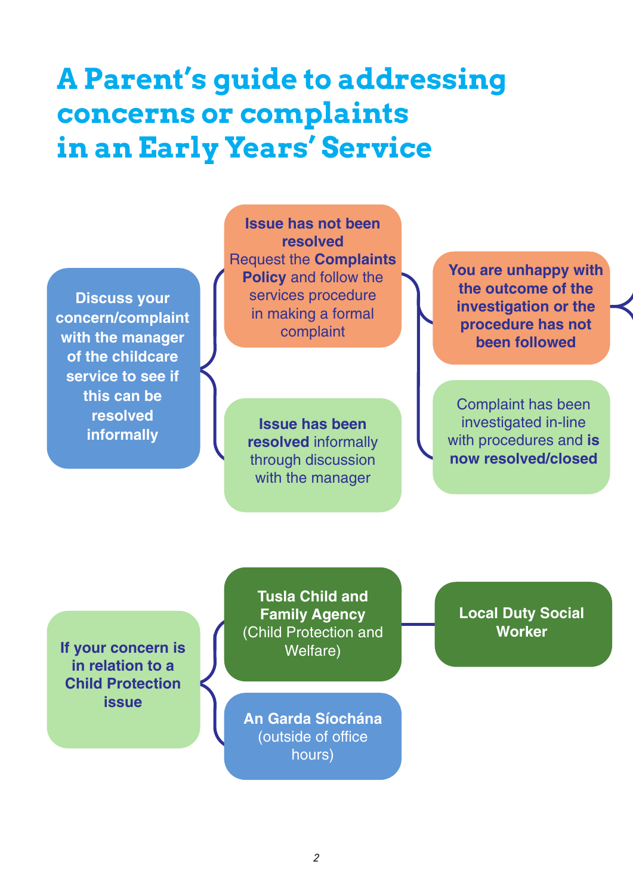# A Parent's guide to addressing concerns or complaints in an Early Years' Service

**Discuss your concern/complaint with the manager of the childcare service to see if this can be resolved informally**

**Issue has not been resolved**
Request the **Complaints Policy** and follow the services procedure in making a formal complaint

**You are unhappy with the outcome of the investigation or the procedure has not been followed**

Complaint has been investigated in-line with procedures and **is now resolved/closed**

**Issue has been resolved** informally through discussion with the manager

**If your concern is in relation to a Child Protection issue**

**Tusla Child and Family Agency** (Child Protection and Welfare)

**Local Duty Social Worker**

**An Garda Síochána** (outside of office hours)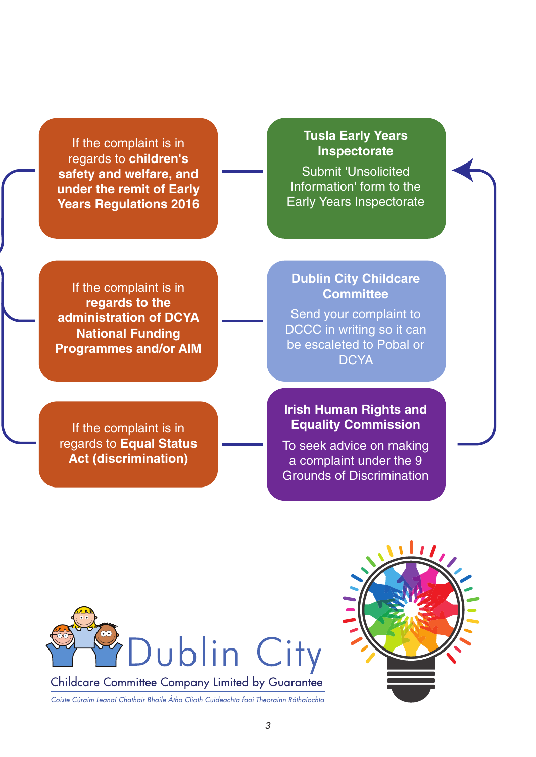If the complaint is in regards to **children's safety and welfare, and under the remit of Early Years Regulations 2016**

**Tusla Early Years Inspectorate**

Submit 'Unsolicited Information' form to the Early Years Inspectorate

If the complaint is in **regards to the administration of DCYA National Funding Programmes and/or AIM**

**Dublin City Childcare Committee**

Send your complaint to DCCC in writing so it can be escaleted to Pobal or DCYA

If the complaint is in regards to **Equal Status Act (discrimination)**

**Irish Human Rights and Equality Commission**

To seek advice on making a complaint under the 9 Grounds of Discrimination

Dublin City

Childcare Committee Company Limited by Guarantee

*Coiste Cúraim Leanaí Chathair Bhaile Átha Cliath Cuideachta faoi Theorainn Ráthaíochta*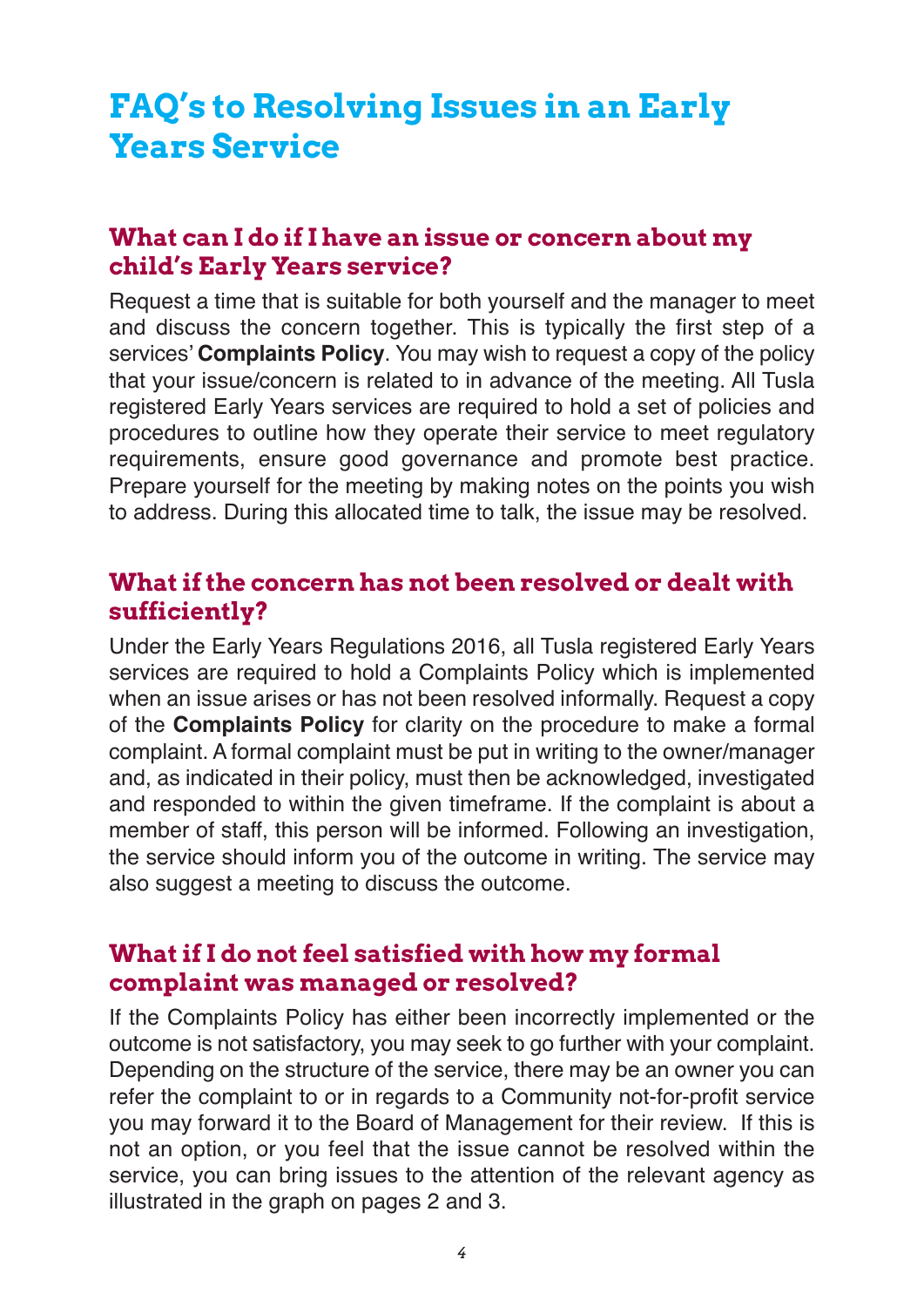# FAQ's to Resolving Issues in an Early Years Service

## What can I do if I have an issue or concern about my child's Early Years service?

Request a time that is suitable for both yourself and the manager to meet and discuss the concern together. This is typically the first step of a services' **Complaints Policy**. You may wish to request a copy of the policy that your issue/concern is related to in advance of the meeting. All Tusla registered Early Years services are required to hold a set of policies and procedures to outline how they operate their service to meet regulatory requirements, ensure good governance and promote best practice. Prepare yourself for the meeting by making notes on the points you wish to address. During this allocated time to talk, the issue may be resolved.

## What if the concern has not been resolved or dealt with sufficiently?

Under the Early Years Regulations 2016, all Tusla registered Early Years services are required to hold a Complaints Policy which is implemented when an issue arises or has not been resolved informally. Request a copy of the **Complaints Policy** for clarity on the procedure to make a formal complaint. A formal complaint must be put in writing to the owner/manager and, as indicated in their policy, must then be acknowledged, investigated and responded to within the given timeframe. If the complaint is about a member of staff, this person will be informed. Following an investigation, the service should inform you of the outcome in writing. The service may also suggest a meeting to discuss the outcome.

## What if I do not feel satisfied with how my formal complaint was managed or resolved?

If the Complaints Policy has either been incorrectly implemented or the outcome is not satisfactory, you may seek to go further with your complaint. Depending on the structure of the service, there may be an owner you can refer the complaint to or in regards to a Community not-for-profit service you may forward it to the Board of Management for their review. If this is not an option, or you feel that the issue cannot be resolved within the service, you can bring issues to the attention of the relevant agency as illustrated in the graph on pages 2 and 3.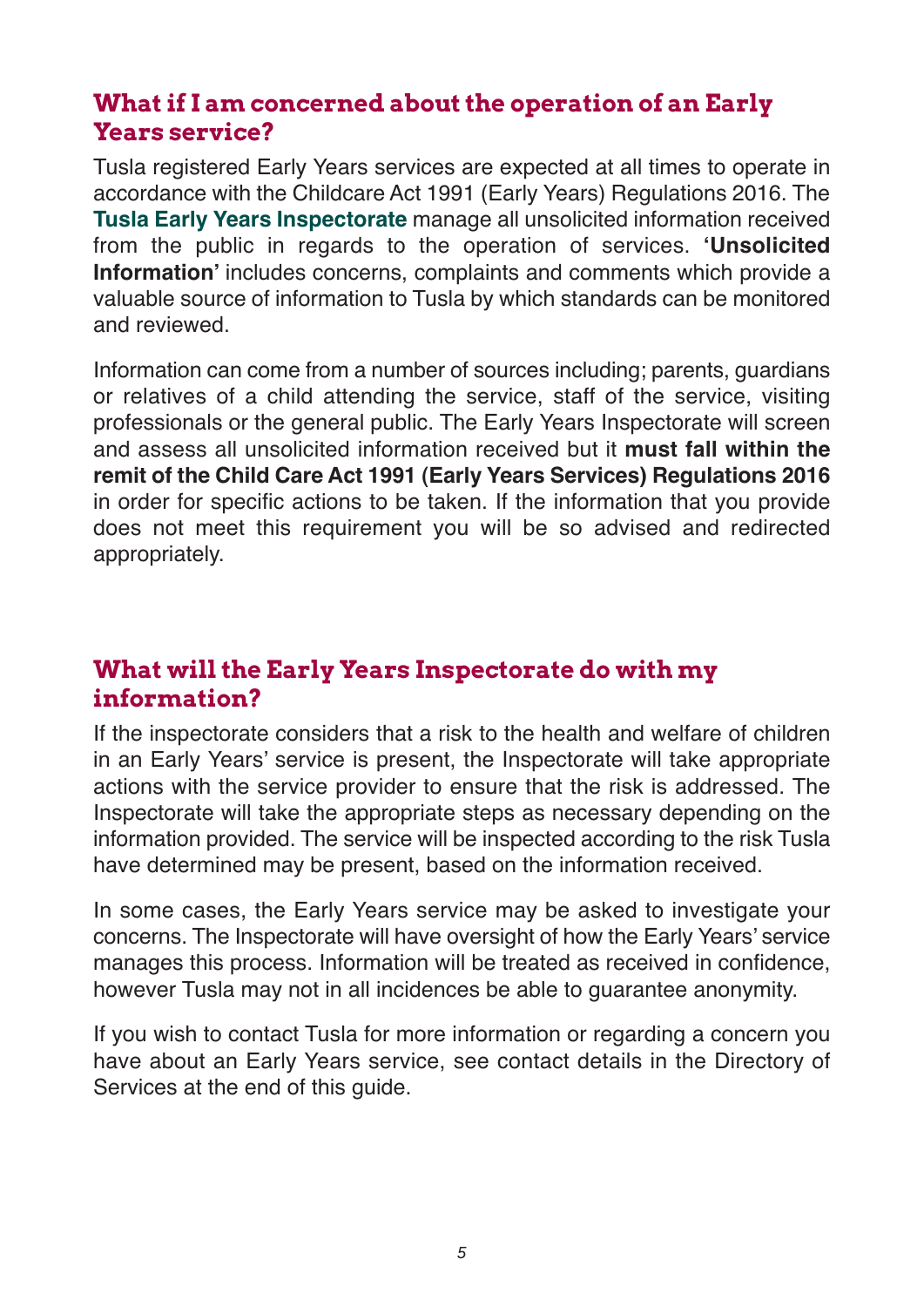## What if I am concerned about the operation of an Early Years service?

Tusla registered Early Years services are expected at all times to operate in accordance with the Childcare Act 1991 (Early Years) Regulations 2016. The **Tusla Early Years Inspectorate** manage all unsolicited information received from the public in regards to the operation of services. **'Unsolicited Information'** includes concerns, complaints and comments which provide a valuable source of information to Tusla by which standards can be monitored and reviewed.

Information can come from a number of sources including; parents, guardians or relatives of a child attending the service, staff of the service, visiting professionals or the general public. The Early Years Inspectorate will screen and assess all unsolicited information received but it **must fall within the remit of the Child Care Act 1991 (Early Years Services) Regulations 2016** in order for specific actions to be taken. If the information that you provide does not meet this requirement you will be so advised and redirected appropriately.

## What will the Early Years Inspectorate do with my information?

If the inspectorate considers that a risk to the health and welfare of children in an Early Years' service is present, the Inspectorate will take appropriate actions with the service provider to ensure that the risk is addressed. The Inspectorate will take the appropriate steps as necessary depending on the information provided. The service will be inspected according to the risk Tusla have determined may be present, based on the information received.

In some cases, the Early Years service may be asked to investigate your concerns. The Inspectorate will have oversight of how the Early Years' service manages this process. Information will be treated as received in confidence, however Tusla may not in all incidences be able to guarantee anonymity.

If you wish to contact Tusla for more information or regarding a concern you have about an Early Years service, see contact details in the Directory of Services at the end of this guide.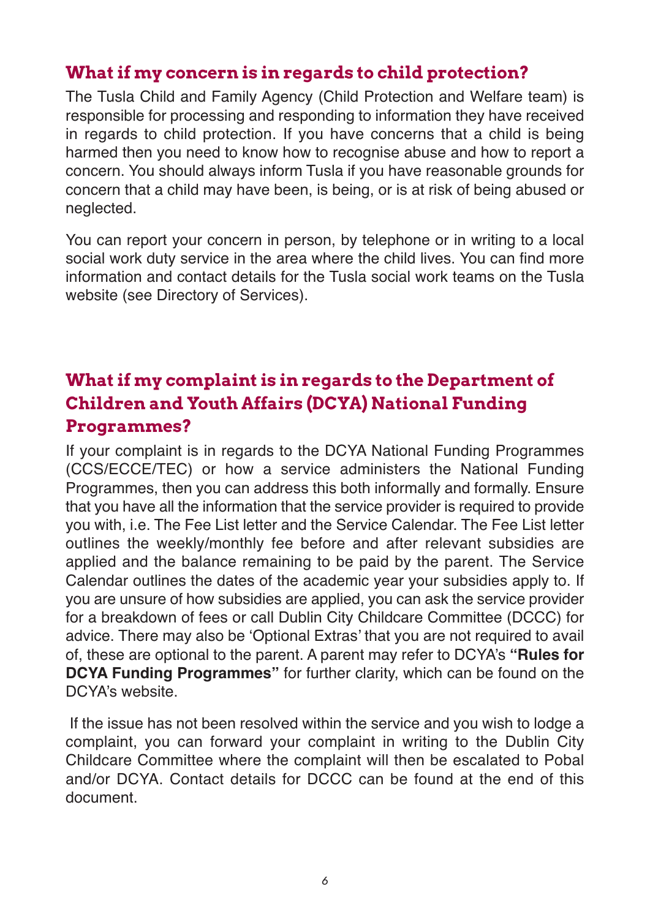## What if my concern is in regards to child protection?

The Tusla Child and Family Agency (Child Protection and Welfare team) is responsible for processing and responding to information they have received in regards to child protection. If you have concerns that a child is being harmed then you need to know how to recognise abuse and how to report a concern. You should always inform Tusla if you have reasonable grounds for concern that a child may have been, is being, or is at risk of being abused or neglected.

You can report your concern in person, by telephone or in writing to a local social work duty service in the area where the child lives. You can find more information and contact details for the Tusla social work teams on the Tusla website (see Directory of Services).

## What if my complaint is in regards to the Department of Children and Youth Affairs (DCYA) National Funding Programmes?

If your complaint is in regards to the DCYA National Funding Programmes (CCS/ECCE/TEC) or how a service administers the National Funding Programmes, then you can address this both informally and formally. Ensure that you have all the information that the service provider is required to provide you with, i.e. The Fee List letter and the Service Calendar. The Fee List letter outlines the weekly/monthly fee before and after relevant subsidies are applied and the balance remaining to be paid by the parent. The Service Calendar outlines the dates of the academic year your subsidies apply to. If you are unsure of how subsidies are applied, you can ask the service provider for a breakdown of fees or call Dublin City Childcare Committee (DCCC) for advice. There may also be 'Optional Extras' that you are not required to avail of, these are optional to the parent. A parent may refer to DCYA's **"Rules for DCYA Funding Programmes"** for further clarity, which can be found on the DCYA's website.

If the issue has not been resolved within the service and you wish to lodge a complaint, you can forward your complaint in writing to the Dublin City Childcare Committee where the complaint will then be escalated to Pobal and/or DCYA. Contact details for DCCC can be found at the end of this document.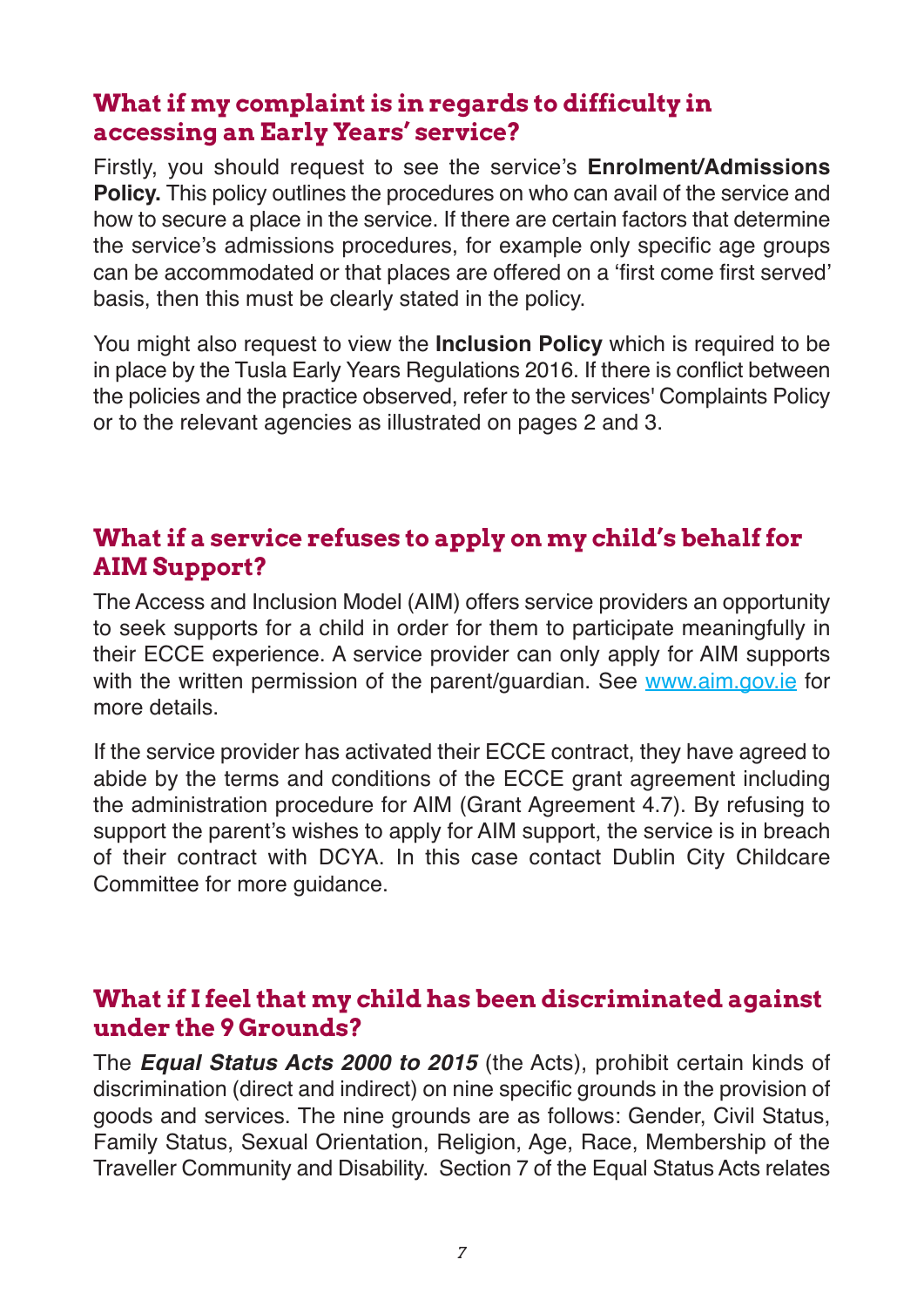## What if my complaint is in regards to difficulty in accessing an Early Years' service?

Firstly, you should request to see the service's **Enrolment/Admissions Policy.** This policy outlines the procedures on who can avail of the service and how to secure a place in the service. If there are certain factors that determine the service's admissions procedures, for example only specific age groups can be accommodated or that places are offered on a 'first come first served' basis, then this must be clearly stated in the policy.

You might also request to view the **Inclusion Policy** which is required to be in place by the Tusla Early Years Regulations 2016. If there is conflict between the policies and the practice observed, refer to the services' Complaints Policy or to the relevant agencies as illustrated on pages 2 and 3.

## What if a service refuses to apply on my child's behalf for AIM Support?

The Access and Inclusion Model (AIM) offers service providers an opportunity to seek supports for a child in order for them to participate meaningfully in their ECCE experience. A service provider can only apply for AIM supports with the written permission of the parent/guardian. See www.aim.gov.ie for more details.

If the service provider has activated their ECCE contract, they have agreed to abide by the terms and conditions of the ECCE grant agreement including the administration procedure for AIM (Grant Agreement 4.7). By refusing to support the parent's wishes to apply for AIM support, the service is in breach of their contract with DCYA. In this case contact Dublin City Childcare Committee for more guidance.

## What if I feel that my child has been discriminated against under the 9 Grounds?

The ***Equal Status Acts 2000 to 2015*** (the Acts), prohibit certain kinds of discrimination (direct and indirect) on nine specific grounds in the provision of goods and services. The nine grounds are as follows: Gender, Civil Status, Family Status, Sexual Orientation, Religion, Age, Race, Membership of the Traveller Community and Disability. Section 7 of the Equal Status Acts relates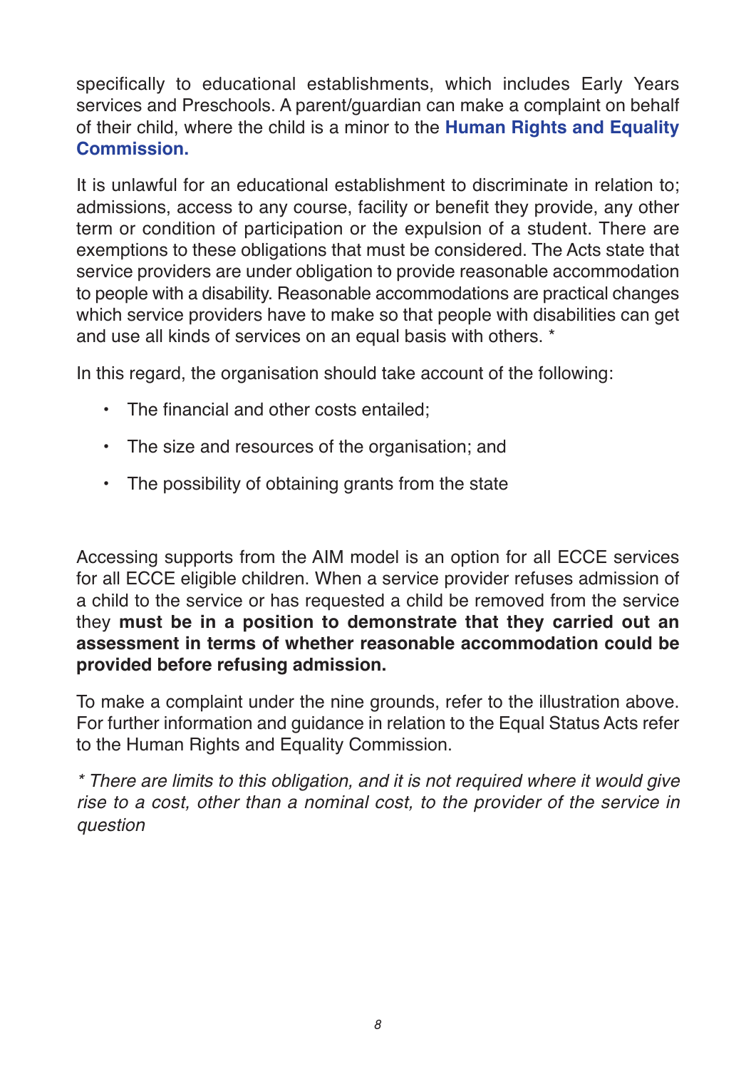specifically to educational establishments, which includes Early Years services and Preschools. A parent/guardian can make a complaint on behalf of their child, where the child is a minor to the **Human Rights and Equality Commission.**

It is unlawful for an educational establishment to discriminate in relation to; admissions, access to any course, facility or benefit they provide, any other term or condition of participation or the expulsion of a student. There are exemptions to these obligations that must be considered. The Acts state that service providers are under obligation to provide reasonable accommodation to people with a disability. Reasonable accommodations are practical changes which service providers have to make so that people with disabilities can get and use all kinds of services on an equal basis with others. *

In this regard, the organisation should take account of the following:

- The financial and other costs entailed;
- The size and resources of the organisation; and
- The possibility of obtaining grants from the state

Accessing supports from the AIM model is an option for all ECCE services for all ECCE eligible children. When a service provider refuses admission of a child to the service or has requested a child be removed from the service they **must be in a position to demonstrate that they carried out an assessment in terms of whether reasonable accommodation could be provided before refusing admission.**

To make a complaint under the nine grounds, refer to the illustration above. For further information and guidance in relation to the Equal Status Acts refer to the Human Rights and Equality Commission.

*\* There are limits to this obligation, and it is not required where it would give rise to a cost, other than a nominal cost, to the provider of the service in question*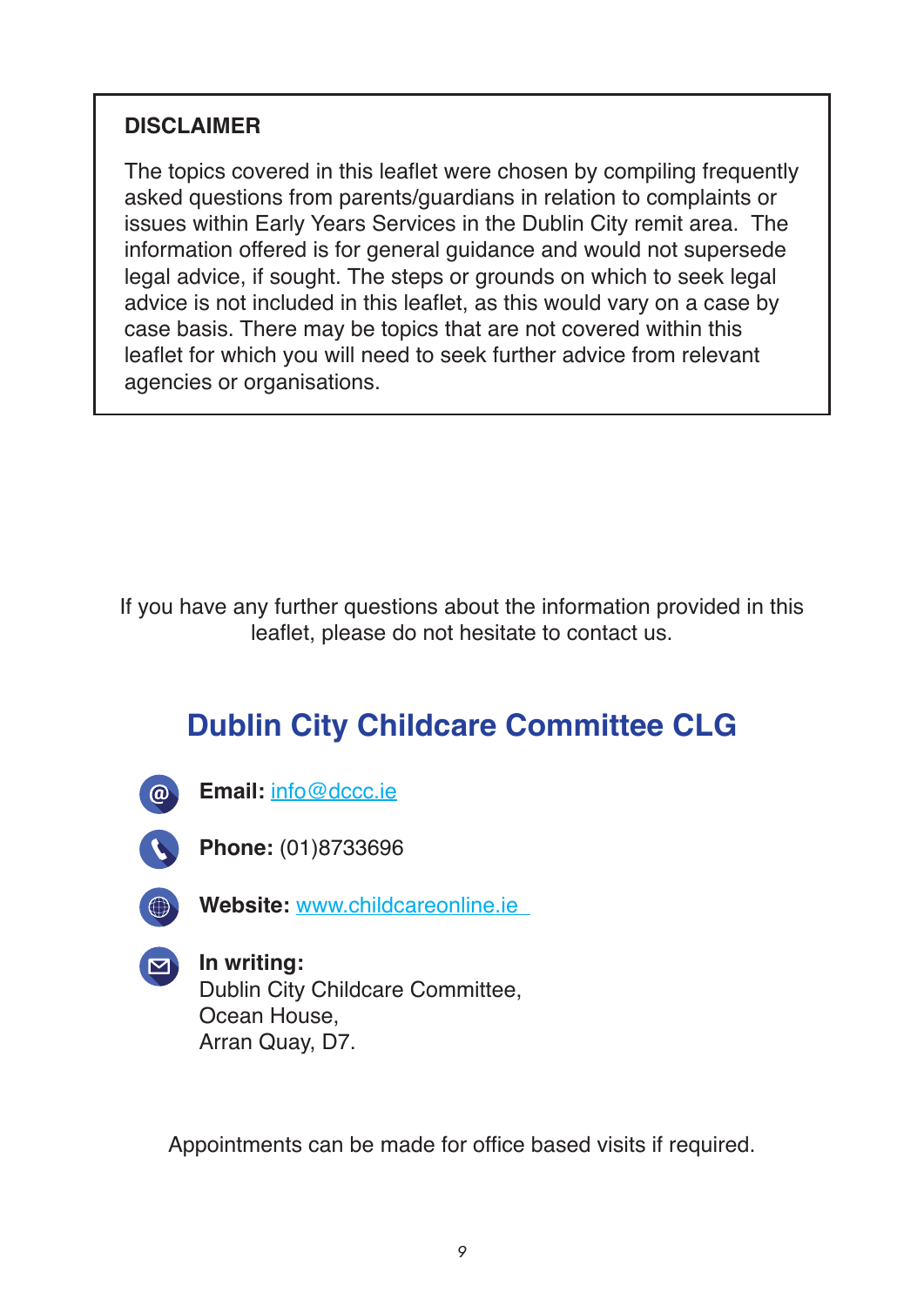**DISCLAIMER**

The topics covered in this leaflet were chosen by compiling frequently asked questions from parents/guardians in relation to complaints or issues within Early Years Services in the Dublin City remit area. The information offered is for general guidance and would not supersede legal advice, if sought. The steps or grounds on which to seek legal advice is not included in this leaflet, as this would vary on a case by case basis. There may be topics that are not covered within this leaflet for which you will need to seek further advice from relevant agencies or organisations.

If you have any further questions about the information provided in this leaflet, please do not hesitate to contact us.

## Dublin City Childcare Committee CLG

**Email:** info@dccc.ie

**Phone:** (01)8733696

**Website:** www.childcareonline.ie

**In writing:**
Dublin City Childcare Committee,
Ocean House,
Arran Quay, D7.

Appointments can be made for office based visits if required.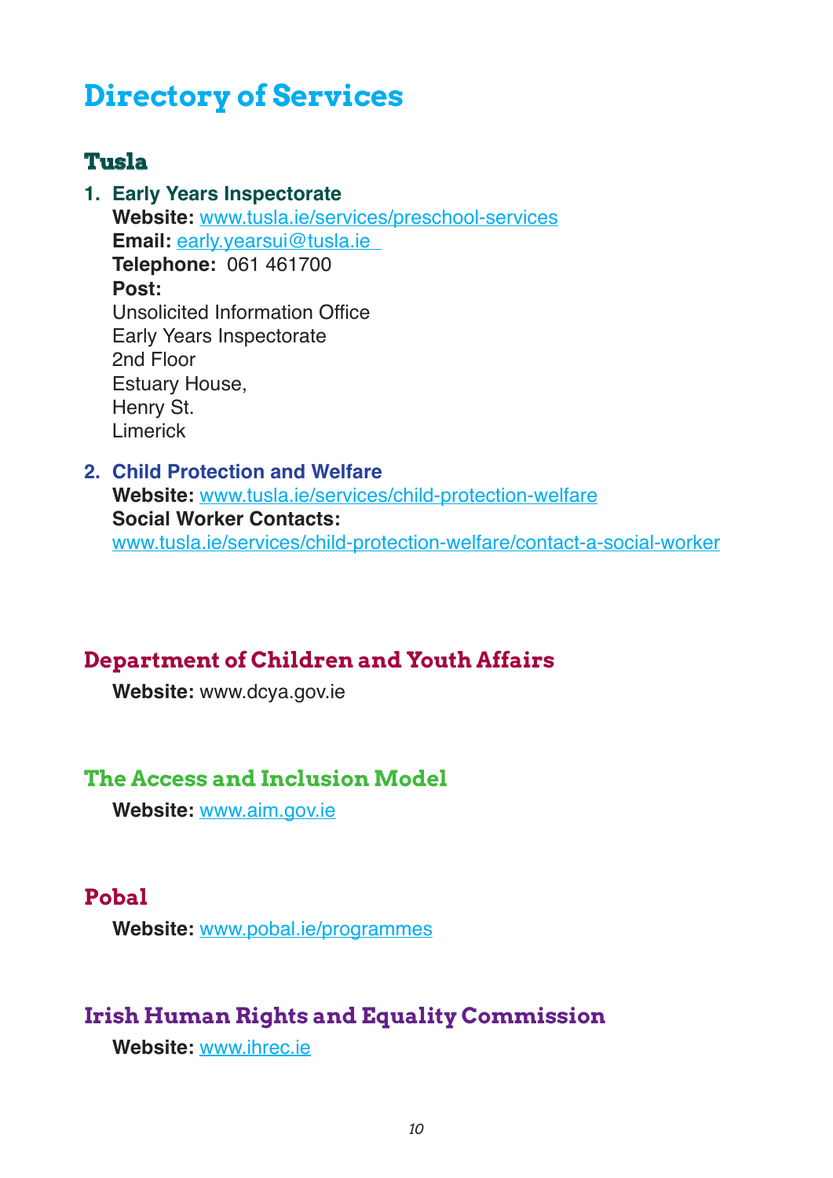# Directory of Services

## Tusla

1. **Early Years Inspectorate**
   **Website:** www.tusla.ie/services/preschool-services
   **Email:** early.yearsui@tusla.ie
   **Telephone:** 061 461700
   **Post:**
   Unsolicited Information Office
   Early Years Inspectorate
   2nd Floor
   Estuary House,
   Henry St.
   Limerick

2. **Child Protection and Welfare**
   **Website:** www.tusla.ie/services/child-protection-welfare
   **Social Worker Contacts:**
   www.tusla.ie/services/child-protection-welfare/contact-a-social-worker

## Department of Children and Youth Affairs

**Website:** www.dcya.gov.ie

## The Access and Inclusion Model

**Website:** www.aim.gov.ie

## Pobal

**Website:** www.pobal.ie/programmes

## Irish Human Rights and Equality Commission

**Website:** www.ihrec.ie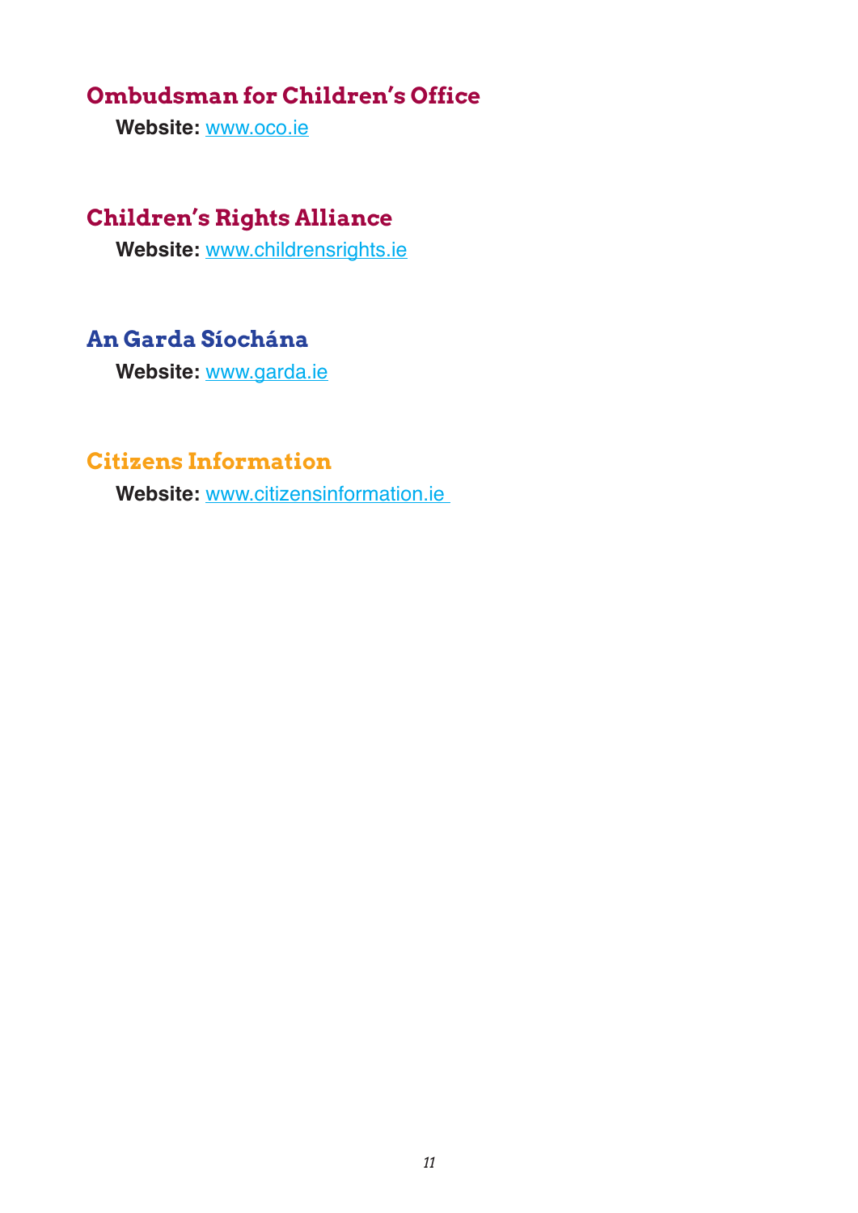## Ombudsman for Children's Office

**Website:** www.oco.ie

## Children's Rights Alliance

**Website:** www.childrensrights.ie

## An Garda Síochána

**Website:** www.garda.ie

## Citizens Information

**Website:** www.citizensinformation.ie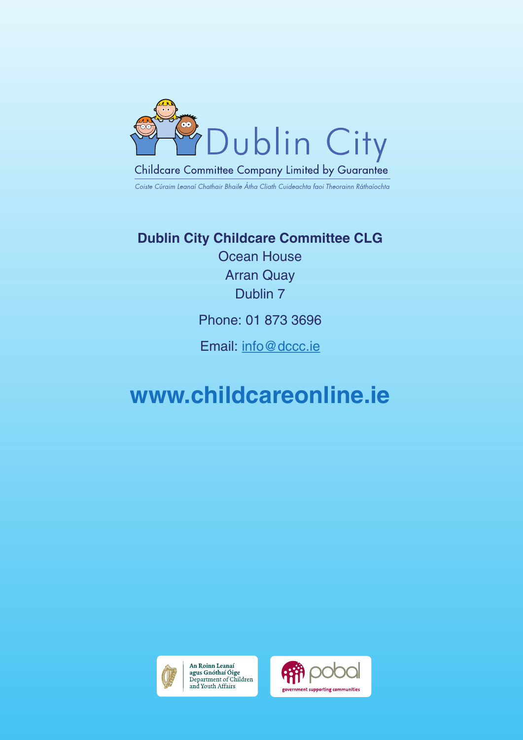Dublin City

Childcare Committee Company Limited by Guarantee

*Coiste Cúraim Leanaí Chathair Bhaile Átha Cliath Cuideachta faoi Theorainn Ráthaíochta*

**Dublin City Childcare Committee CLG**

Ocean House

Arran Quay

Dublin 7

Phone: 01 873 3696

Email: info@dccc.ie

**www.childcareonline.ie**

An Roinn Leanaí agus Gnóthaí Óige
Department of Children and Youth Affairs

pobal
government supporting communities